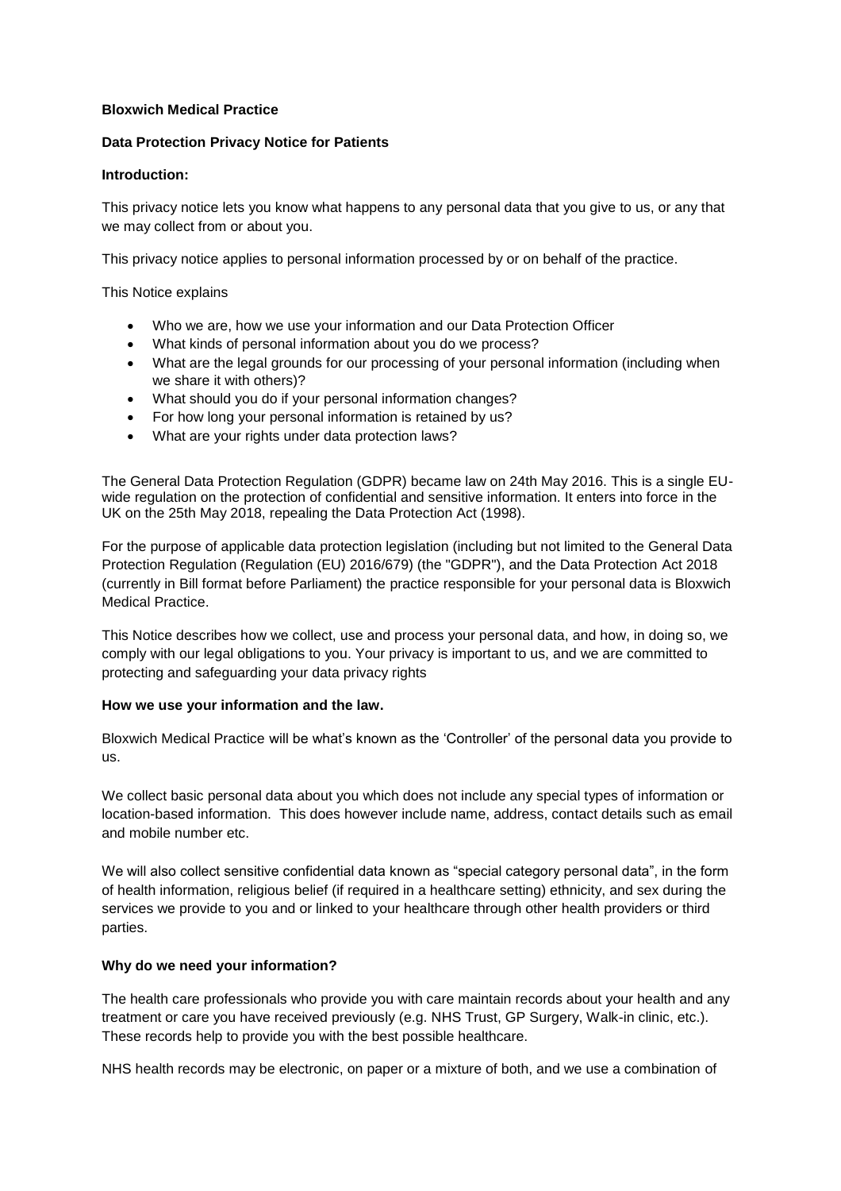**Bloxwich Medical Practice**

**Data Protection Privacy Notice for Patients**

**Introduction:**

This privacy notice lets you know what happens to any personal data that you give to us, or any that we may collect from or about you.

This privacy notice applies to personal information processed by or on behalf of the practice.

This Notice explains

- Who we are, how we use your information and our Data Protection Officer
- What kinds of personal information about you do we process?
- What are the legal grounds for our processing of your personal information (including when we share it with others)?
- What should you do if your personal information changes?
- For how long your personal information is retained by us?
- What are your rights under data protection laws?

The General Data Protection Regulation (GDPR) became law on 24th May 2016. This is a single EU-wide regulation on the protection of confidential and sensitive information. It enters into force in the UK on the 25th May 2018, repealing the Data Protection Act (1998).

For the purpose of applicable data protection legislation (including but not limited to the General Data Protection Regulation (Regulation (EU) 2016/679) (the "GDPR"), and the Data Protection Act 2018 (currently in Bill format before Parliament) the practice responsible for your personal data is Bloxwich Medical Practice.

This Notice describes how we collect, use and process your personal data, and how, in doing so, we comply with our legal obligations to you. Your privacy is important to us, and we are committed to protecting and safeguarding your data privacy rights

**How we use your information and the law.**

Bloxwich Medical Practice will be what's known as the 'Controller' of the personal data you provide to us.

We collect basic personal data about you which does not include any special types of information or location-based information. This does however include name, address, contact details such as email and mobile number etc.

We will also collect sensitive confidential data known as "special category personal data", in the form of health information, religious belief (if required in a healthcare setting) ethnicity, and sex during the services we provide to you and or linked to your healthcare through other health providers or third parties.

**Why do we need your information?**

The health care professionals who provide you with care maintain records about your health and any treatment or care you have received previously (e.g. NHS Trust, GP Surgery, Walk-in clinic, etc.). These records help to provide you with the best possible healthcare.

NHS health records may be electronic, on paper or a mixture of both, and we use a combination of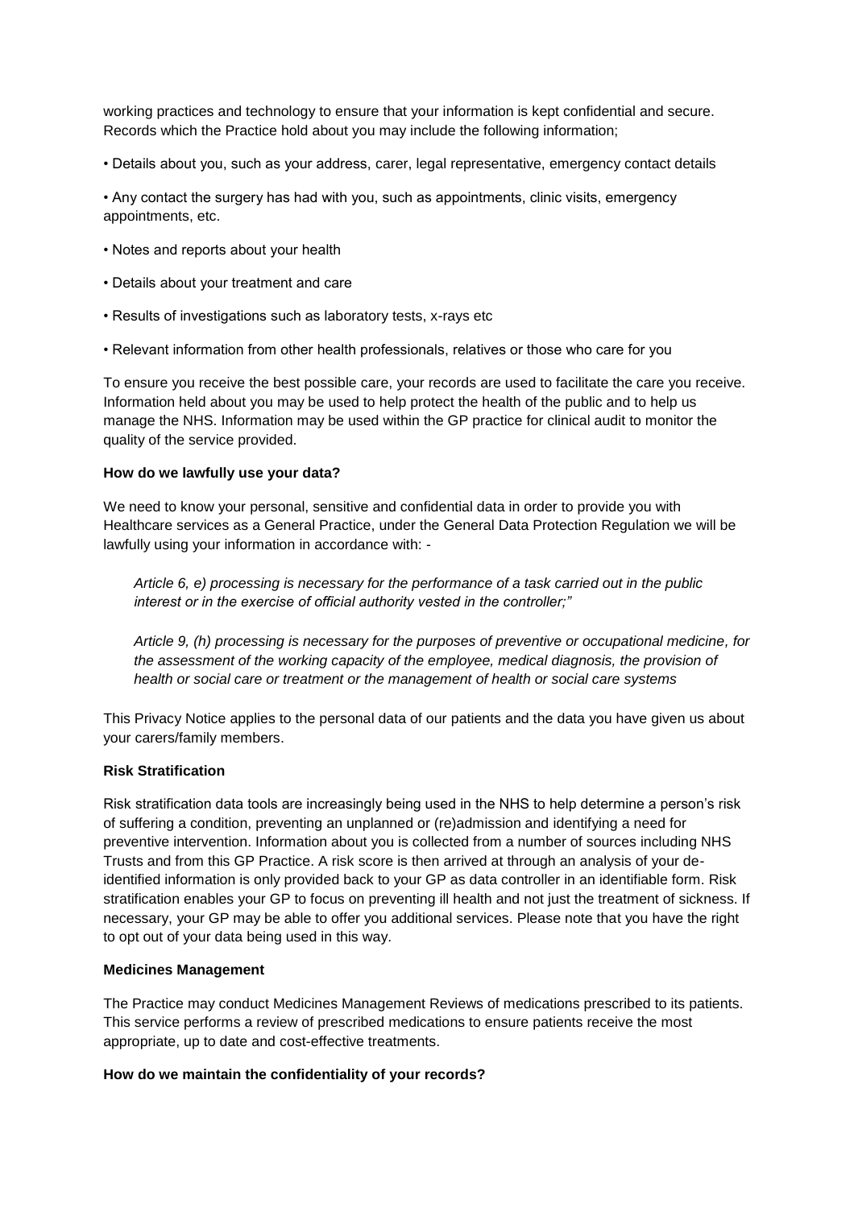working practices and technology to ensure that your information is kept confidential and secure. Records which the Practice hold about you may include the following information;

• Details about you, such as your address, carer, legal representative, emergency contact details

• Any contact the surgery has had with you, such as appointments, clinic visits, emergency appointments, etc.

• Notes and reports about your health

• Details about your treatment and care

• Results of investigations such as laboratory tests, x-rays etc

• Relevant information from other health professionals, relatives or those who care for you

To ensure you receive the best possible care, your records are used to facilitate the care you receive. Information held about you may be used to help protect the health of the public and to help us manage the NHS. Information may be used within the GP practice for clinical audit to monitor the quality of the service provided.

**How do we lawfully use your data?**

We need to know your personal, sensitive and confidential data in order to provide you with Healthcare services as a General Practice, under the General Data Protection Regulation we will be lawfully using your information in accordance with: -

> *Article 6, e) processing is necessary for the performance of a task carried out in the public interest or in the exercise of official authority vested in the controller;"*
>
> *Article 9, (h) processing is necessary for the purposes of preventive or occupational medicine, for the assessment of the working capacity of the employee, medical diagnosis, the provision of health or social care or treatment or the management of health or social care systems*

This Privacy Notice applies to the personal data of our patients and the data you have given us about your carers/family members.

**Risk Stratification**

Risk stratification data tools are increasingly being used in the NHS to help determine a person's risk of suffering a condition, preventing an unplanned or (re)admission and identifying a need for preventive intervention. Information about you is collected from a number of sources including NHS Trusts and from this GP Practice. A risk score is then arrived at through an analysis of your de-identified information is only provided back to your GP as data controller in an identifiable form. Risk stratification enables your GP to focus on preventing ill health and not just the treatment of sickness. If necessary, your GP may be able to offer you additional services. Please note that you have the right to opt out of your data being used in this way.

**Medicines Management**

The Practice may conduct Medicines Management Reviews of medications prescribed to its patients. This service performs a review of prescribed medications to ensure patients receive the most appropriate, up to date and cost-effective treatments.

**How do we maintain the confidentiality of your records?**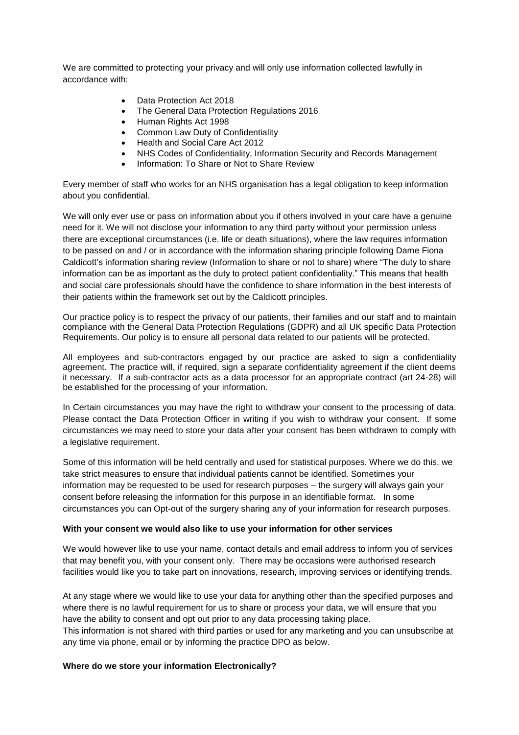We are committed to protecting your privacy and will only use information collected lawfully in accordance with:

- Data Protection Act 2018
- The General Data Protection Regulations 2016
- Human Rights Act 1998
- Common Law Duty of Confidentiality
- Health and Social Care Act 2012
- NHS Codes of Confidentiality, Information Security and Records Management
- Information: To Share or Not to Share Review

Every member of staff who works for an NHS organisation has a legal obligation to keep information about you confidential.

We will only ever use or pass on information about you if others involved in your care have a genuine need for it. We will not disclose your information to any third party without your permission unless there are exceptional circumstances (i.e. life or death situations), where the law requires information to be passed on and / or in accordance with the information sharing principle following Dame Fiona Caldicott's information sharing review (Information to share or not to share) where "The duty to share information can be as important as the duty to protect patient confidentiality." This means that health and social care professionals should have the confidence to share information in the best interests of their patients within the framework set out by the Caldicott principles.

Our practice policy is to respect the privacy of our patients, their families and our staff and to maintain compliance with the General Data Protection Regulations (GDPR) and all UK specific Data Protection Requirements. Our policy is to ensure all personal data related to our patients will be protected.

All employees and sub-contractors engaged by our practice are asked to sign a confidentiality agreement. The practice will, if required, sign a separate confidentiality agreement if the client deems it necessary. If a sub-contractor acts as a data processor for an appropriate contract (art 24-28) will be established for the processing of your information.

In Certain circumstances you may have the right to withdraw your consent to the processing of data. Please contact the Data Protection Officer in writing if you wish to withdraw your consent. If some circumstances we may need to store your data after your consent has been withdrawn to comply with a legislative requirement.

Some of this information will be held centrally and used for statistical purposes. Where we do this, we take strict measures to ensure that individual patients cannot be identified. Sometimes your information may be requested to be used for research purposes – the surgery will always gain your consent before releasing the information for this purpose in an identifiable format. In some circumstances you can Opt-out of the surgery sharing any of your information for research purposes.

**With your consent we would also like to use your information for other services**

We would however like to use your name, contact details and email address to inform you of services that may benefit you, with your consent only. There may be occasions were authorised research facilities would like you to take part on innovations, research, improving services or identifying trends.

At any stage where we would like to use your data for anything other than the specified purposes and where there is no lawful requirement for us to share or process your data, we will ensure that you have the ability to consent and opt out prior to any data processing taking place.
This information is not shared with third parties or used for any marketing and you can unsubscribe at any time via phone, email or by informing the practice DPO as below.

**Where do we store your information Electronically?**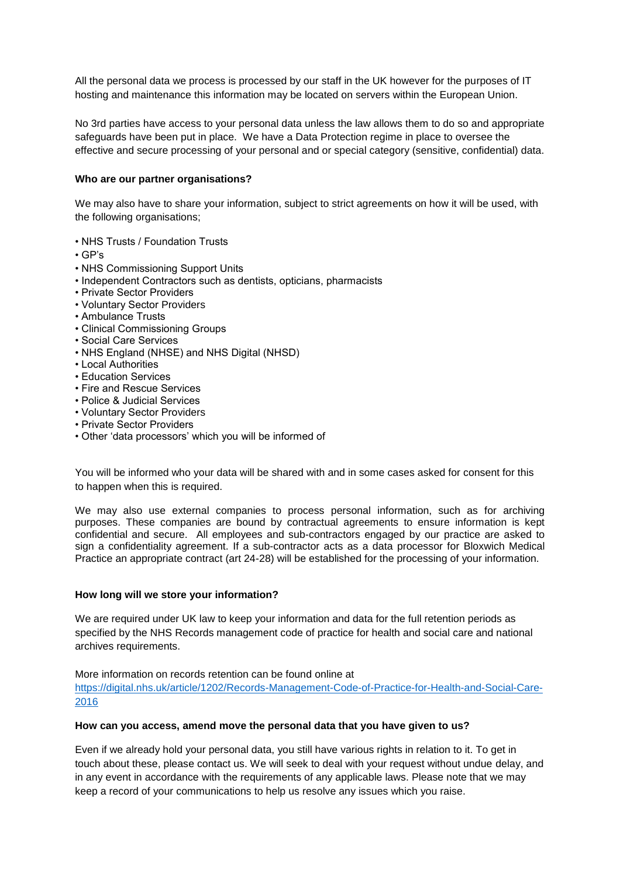All the personal data we process is processed by our staff in the UK however for the purposes of IT hosting and maintenance this information may be located on servers within the European Union.

No 3rd parties have access to your personal data unless the law allows them to do so and appropriate safeguards have been put in place. We have a Data Protection regime in place to oversee the effective and secure processing of your personal and or special category (sensitive, confidential) data.

**Who are our partner organisations?**

We may also have to share your information, subject to strict agreements on how it will be used, with the following organisations;

- NHS Trusts / Foundation Trusts
- GP's
- NHS Commissioning Support Units
- Independent Contractors such as dentists, opticians, pharmacists
- Private Sector Providers
- Voluntary Sector Providers
- Ambulance Trusts
- Clinical Commissioning Groups
- Social Care Services
- NHS England (NHSE) and NHS Digital (NHSD)
- Local Authorities
- Education Services
- Fire and Rescue Services
- Police & Judicial Services
- Voluntary Sector Providers
- Private Sector Providers
- Other 'data processors' which you will be informed of

You will be informed who your data will be shared with and in some cases asked for consent for this to happen when this is required.

We may also use external companies to process personal information, such as for archiving purposes. These companies are bound by contractual agreements to ensure information is kept confidential and secure. All employees and sub-contractors engaged by our practice are asked to sign a confidentiality agreement. If a sub-contractor acts as a data processor for Bloxwich Medical Practice an appropriate contract (art 24-28) will be established for the processing of your information.

**How long will we store your information?**

We are required under UK law to keep your information and data for the full retention periods as specified by the NHS Records management code of practice for health and social care and national archives requirements.

More information on records retention can be found online at https://digital.nhs.uk/article/1202/Records-Management-Code-of-Practice-for-Health-and-Social-Care-2016

**How can you access, amend move the personal data that you have given to us?**

Even if we already hold your personal data, you still have various rights in relation to it. To get in touch about these, please contact us. We will seek to deal with your request without undue delay, and in any event in accordance with the requirements of any applicable laws. Please note that we may keep a record of your communications to help us resolve any issues which you raise.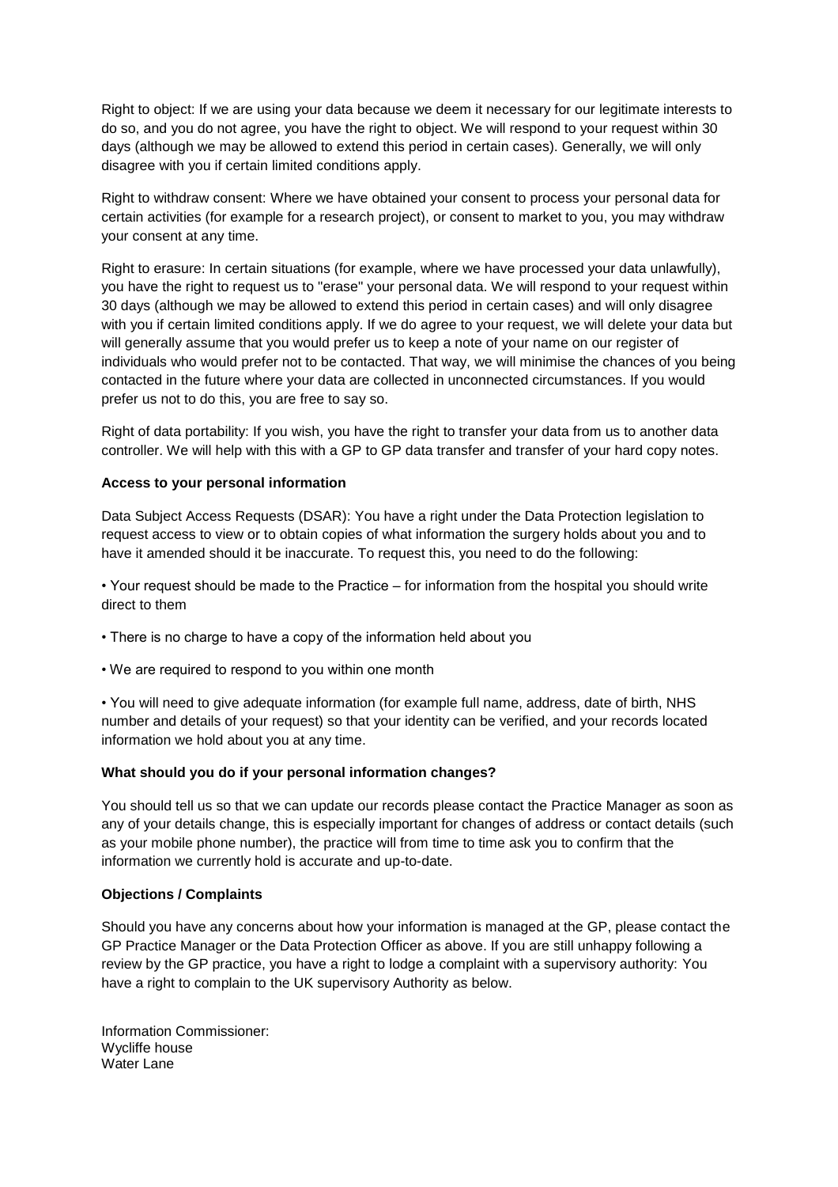Right to object: If we are using your data because we deem it necessary for our legitimate interests to do so, and you do not agree, you have the right to object. We will respond to your request within 30 days (although we may be allowed to extend this period in certain cases). Generally, we will only disagree with you if certain limited conditions apply.

Right to withdraw consent: Where we have obtained your consent to process your personal data for certain activities (for example for a research project), or consent to market to you, you may withdraw your consent at any time.

Right to erasure: In certain situations (for example, where we have processed your data unlawfully), you have the right to request us to "erase" your personal data. We will respond to your request within 30 days (although we may be allowed to extend this period in certain cases) and will only disagree with you if certain limited conditions apply. If we do agree to your request, we will delete your data but will generally assume that you would prefer us to keep a note of your name on our register of individuals who would prefer not to be contacted. That way, we will minimise the chances of you being contacted in the future where your data are collected in unconnected circumstances. If you would prefer us not to do this, you are free to say so.

Right of data portability: If you wish, you have the right to transfer your data from us to another data controller. We will help with this with a GP to GP data transfer and transfer of your hard copy notes.

**Access to your personal information**

Data Subject Access Requests (DSAR): You have a right under the Data Protection legislation to request access to view or to obtain copies of what information the surgery holds about you and to have it amended should it be inaccurate. To request this, you need to do the following:

• Your request should be made to the Practice – for information from the hospital you should write direct to them

• There is no charge to have a copy of the information held about you

• We are required to respond to you within one month

• You will need to give adequate information (for example full name, address, date of birth, NHS number and details of your request) so that your identity can be verified, and your records located information we hold about you at any time.

**What should you do if your personal information changes?**

You should tell us so that we can update our records please contact the Practice Manager as soon as any of your details change, this is especially important for changes of address or contact details (such as your mobile phone number), the practice will from time to time ask you to confirm that the information we currently hold is accurate and up-to-date.

**Objections / Complaints**

Should you have any concerns about how your information is managed at the GP, please contact the GP Practice Manager or the Data Protection Officer as above. If you are still unhappy following a review by the GP practice, you have a right to lodge a complaint with a supervisory authority: You have a right to complain to the UK supervisory Authority as below.

Information Commissioner:
Wycliffe house
Water Lane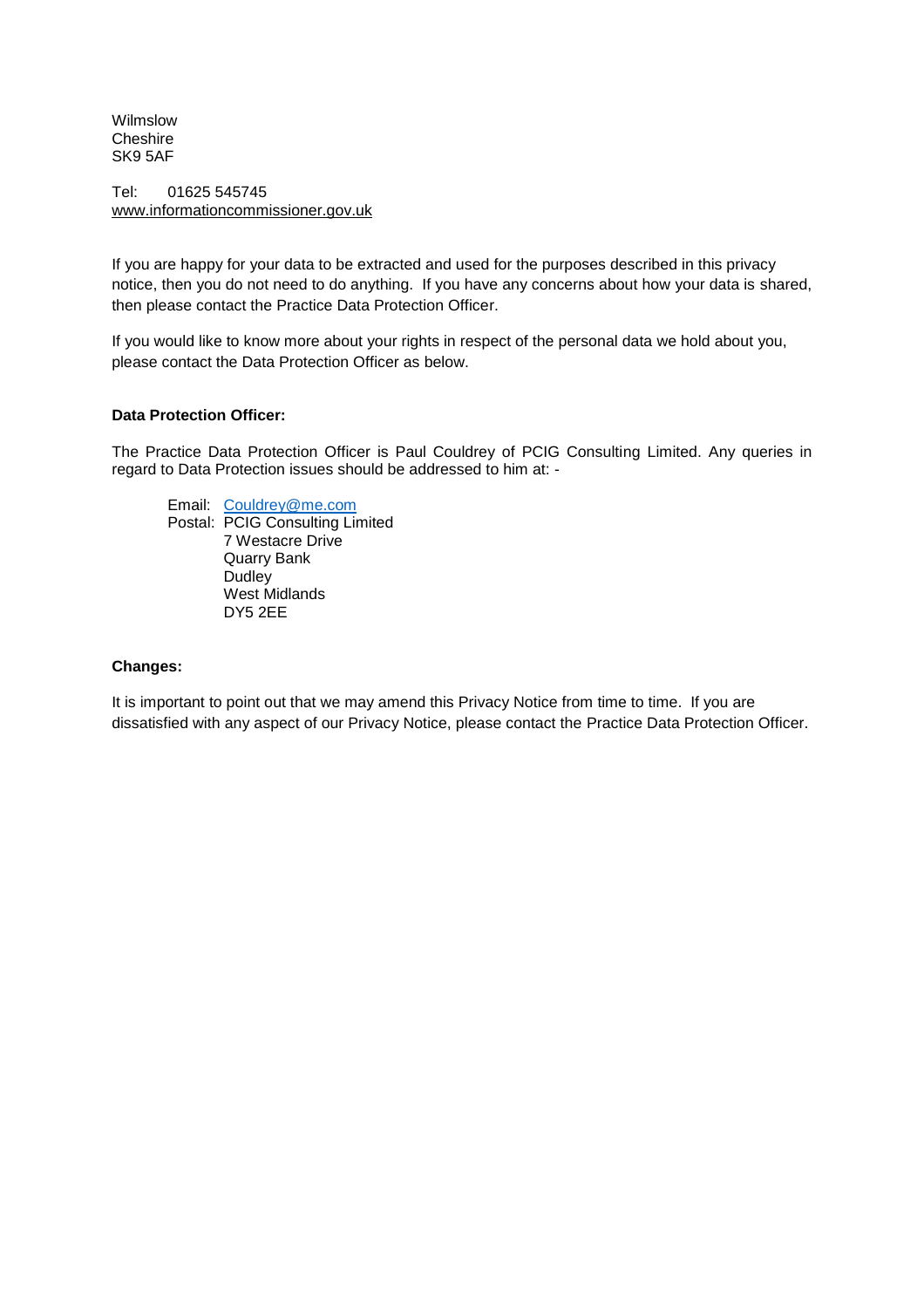Wilmslow
Cheshire
SK9 5AF

Tel: 01625 545745
www.informationcommissioner.gov.uk

If you are happy for your data to be extracted and used for the purposes described in this privacy notice, then you do not need to do anything. If you have any concerns about how your data is shared, then please contact the Practice Data Protection Officer.

If you would like to know more about your rights in respect of the personal data we hold about you, please contact the Data Protection Officer as below.

**Data Protection Officer:**

The Practice Data Protection Officer is Paul Couldrey of PCIG Consulting Limited. Any queries in regard to Data Protection issues should be addressed to him at: -

Email: Couldrey@me.com
Postal: PCIG Consulting Limited
7 Westacre Drive
Quarry Bank
Dudley
West Midlands
DY5 2EE

**Changes:**

It is important to point out that we may amend this Privacy Notice from time to time. If you are dissatisfied with any aspect of our Privacy Notice, please contact the Practice Data Protection Officer.